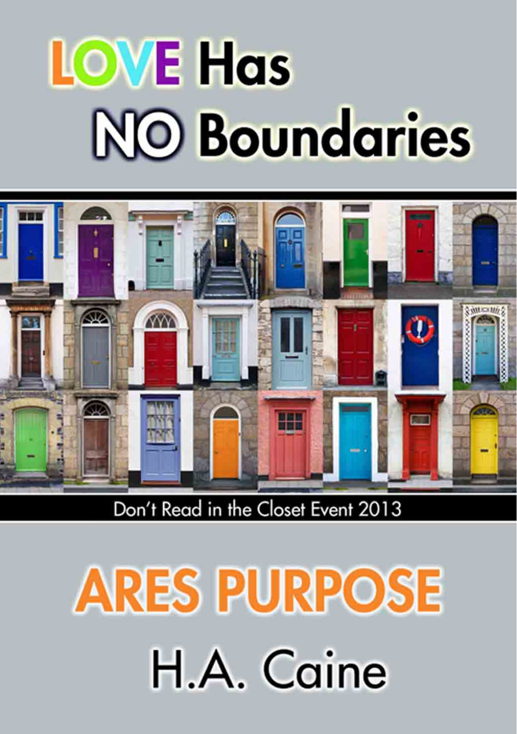# LOVE Has NO Boundaries

Don't Read in the Closet Event 2013

# ARES PURPOSE

## H.A. Caine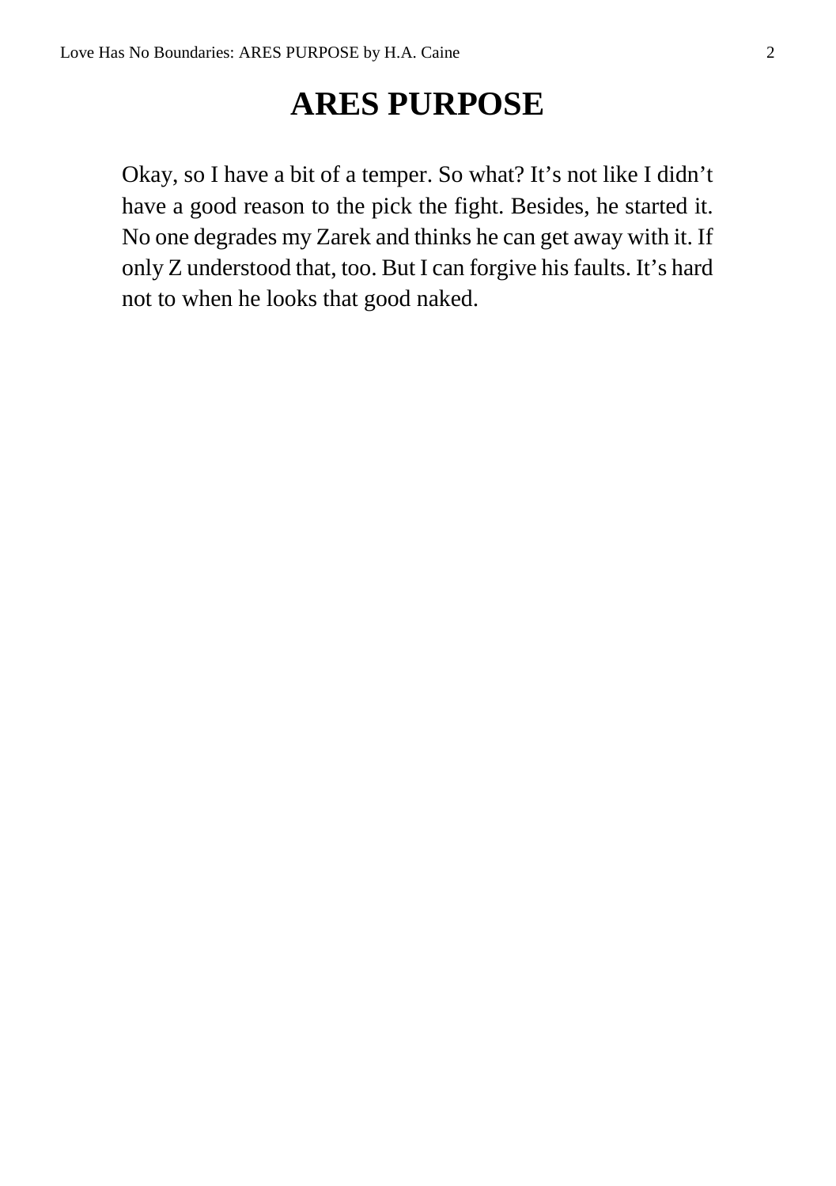# ARES PURPOSE

Okay, so I have a bit of a temper. So what? It's not like I didn't have a good reason to the pick the fight. Besides, he started it. No one degrades my Zarek and thinks he can get away with it. If only Z understood that, too. But I can forgive his faults. It's hard not to when he looks that good naked.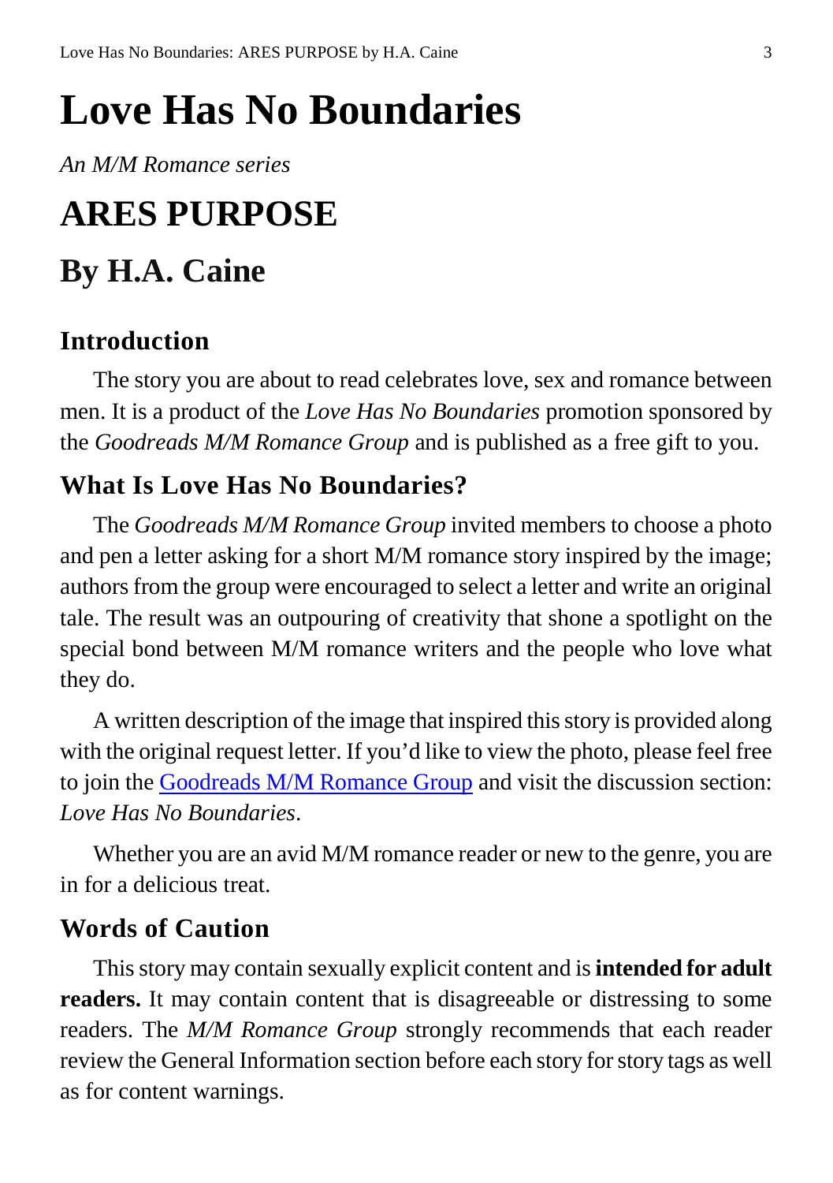# Love Has No Boundaries

*An M/M Romance series*

# ARES PURPOSE

## By H.A. Caine

### Introduction

The story you are about to read celebrates love, sex and romance between men. It is a product of the *Love Has No Boundaries* promotion sponsored by the *Goodreads M/M Romance Group* and is published as a free gift to you.

### What Is Love Has No Boundaries?

The *Goodreads M/M Romance Group* invited members to choose a photo and pen a letter asking for a short M/M romance story inspired by the image; authors from the group were encouraged to select a letter and write an original tale. The result was an outpouring of creativity that shone a spotlight on the special bond between M/M romance writers and the people who love what they do.

A written description of the image that inspired this story is provided along with the original request letter. If you'd like to view the photo, please feel free to join the Goodreads M/M Romance Group and visit the discussion section: *Love Has No Boundaries*.

Whether you are an avid M/M romance reader or new to the genre, you are in for a delicious treat.

### Words of Caution

This story may contain sexually explicit content and is **intended for adult readers.** It may contain content that is disagreeable or distressing to some readers. The *M/M Romance Group* strongly recommends that each reader review the General Information section before each story for story tags as well as for content warnings.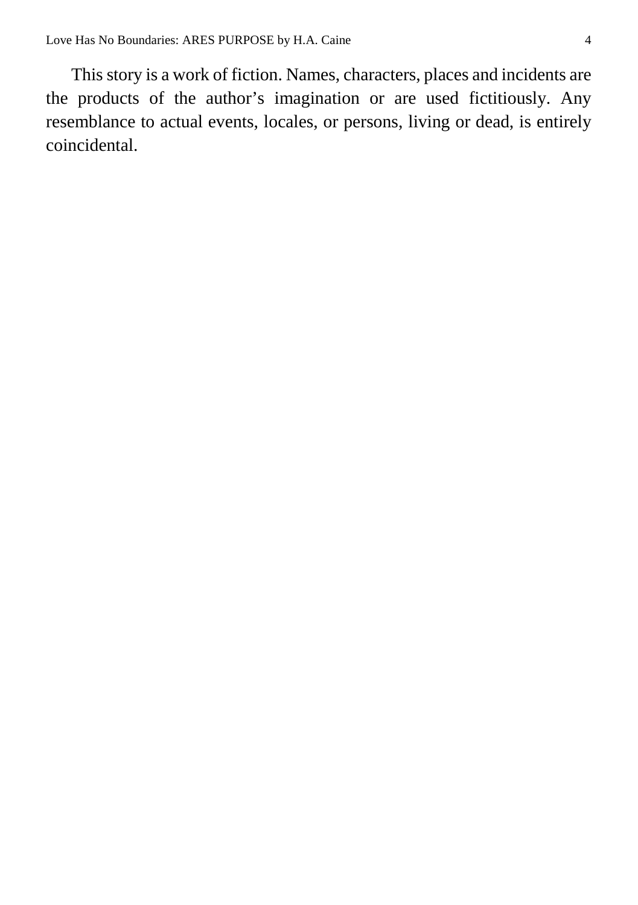This story is a work of fiction. Names, characters, places and incidents are the products of the author's imagination or are used fictitiously. Any resemblance to actual events, locales, or persons, living or dead, is entirely coincidental.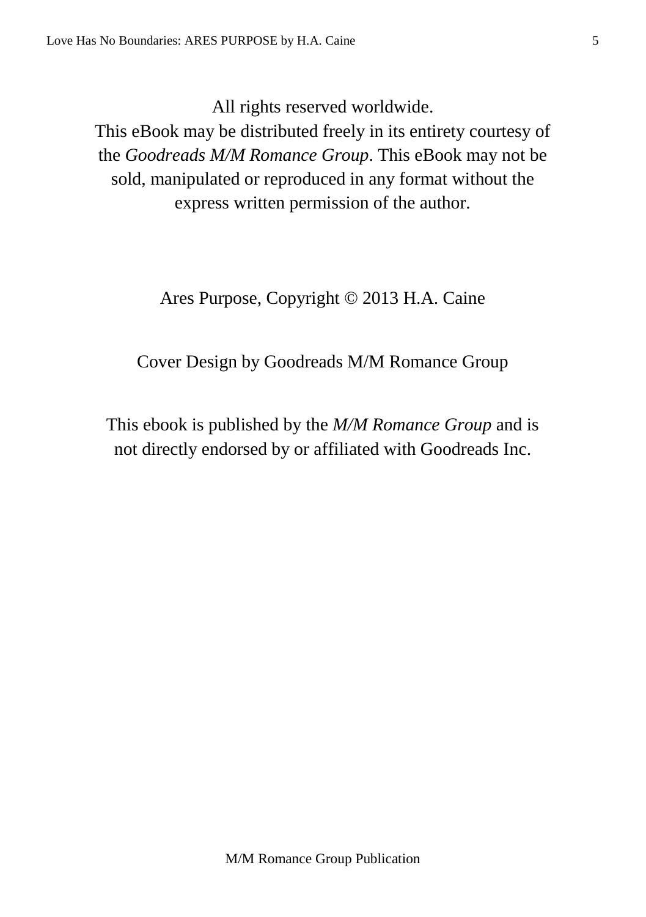All rights reserved worldwide.
This eBook may be distributed freely in its entirety courtesy of the *Goodreads M/M Romance Group*. This eBook may not be sold, manipulated or reproduced in any format without the express written permission of the author.

Ares Purpose, Copyright © 2013 H.A. Caine

Cover Design by Goodreads M/M Romance Group

This ebook is published by the *M/M Romance Group* and is not directly endorsed by or affiliated with Goodreads Inc.

M/M Romance Group Publication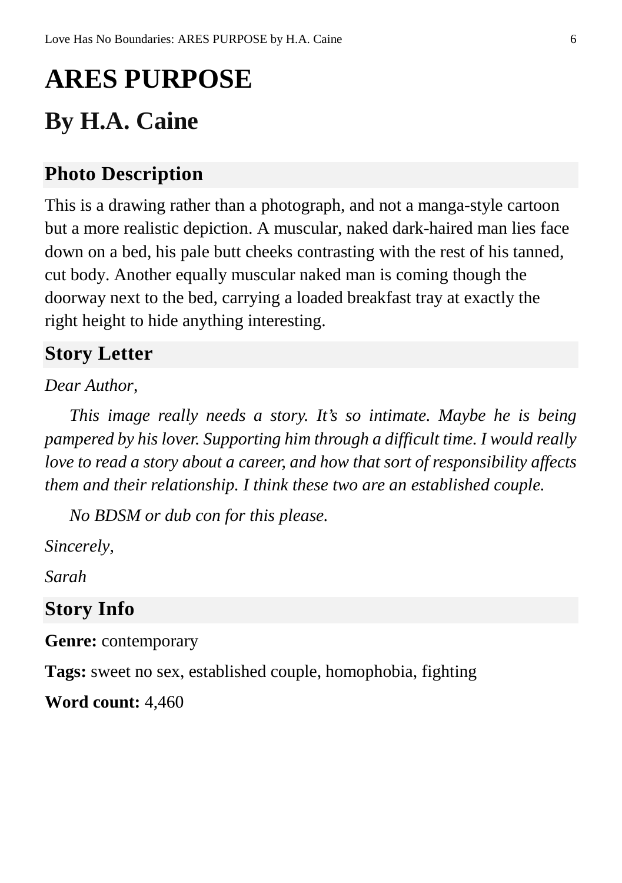# ARES PURPOSE

## By H.A. Caine

### Photo Description

This is a drawing rather than a photograph, and not a manga-style cartoon but a more realistic depiction. A muscular, naked dark-haired man lies face down on a bed, his pale butt cheeks contrasting with the rest of his tanned, cut body. Another equally muscular naked man is coming though the doorway next to the bed, carrying a loaded breakfast tray at exactly the right height to hide anything interesting.

### Story Letter

*Dear Author,*

*This image really needs a story. It's so intimate. Maybe he is being pampered by his lover. Supporting him through a difficult time. I would really love to read a story about a career, and how that sort of responsibility affects them and their relationship. I think these two are an established couple.*

*No BDSM or dub con for this please.*

*Sincerely,*

*Sarah*

### Story Info

**Genre:** contemporary

**Tags:** sweet no sex, established couple, homophobia, fighting

**Word count:** 4,460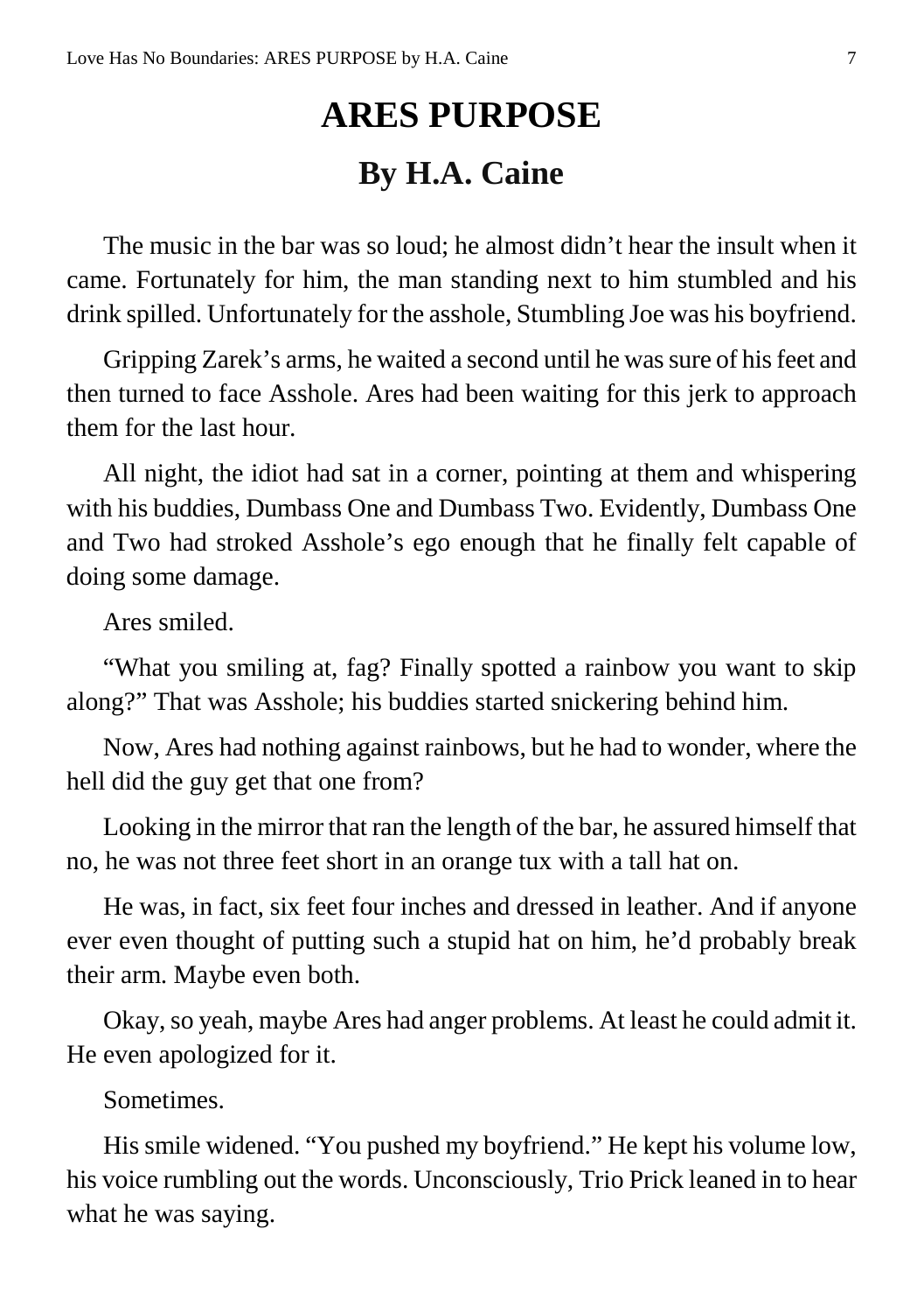# ARES PURPOSE

## By H.A. Caine

The music in the bar was so loud; he almost didn't hear the insult when it came. Fortunately for him, the man standing next to him stumbled and his drink spilled. Unfortunately for the asshole, Stumbling Joe was his boyfriend.

Gripping Zarek's arms, he waited a second until he was sure of his feet and then turned to face Asshole. Ares had been waiting for this jerk to approach them for the last hour.

All night, the idiot had sat in a corner, pointing at them and whispering with his buddies, Dumbass One and Dumbass Two. Evidently, Dumbass One and Two had stroked Asshole's ego enough that he finally felt capable of doing some damage.

Ares smiled.

"What you smiling at, fag? Finally spotted a rainbow you want to skip along?" That was Asshole; his buddies started snickering behind him.

Now, Ares had nothing against rainbows, but he had to wonder, where the hell did the guy get that one from?

Looking in the mirror that ran the length of the bar, he assured himself that no, he was not three feet short in an orange tux with a tall hat on.

He was, in fact, six feet four inches and dressed in leather. And if anyone ever even thought of putting such a stupid hat on him, he'd probably break their arm. Maybe even both.

Okay, so yeah, maybe Ares had anger problems. At least he could admit it. He even apologized for it.

Sometimes.

His smile widened. "You pushed my boyfriend." He kept his volume low, his voice rumbling out the words. Unconsciously, Trio Prick leaned in to hear what he was saying.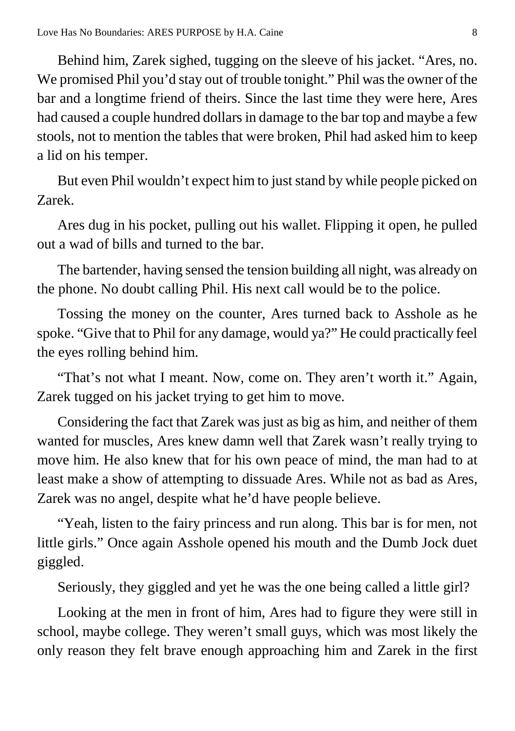Behind him, Zarek sighed, tugging on the sleeve of his jacket. "Ares, no. We promised Phil you'd stay out of trouble tonight." Phil was the owner of the bar and a longtime friend of theirs. Since the last time they were here, Ares had caused a couple hundred dollars in damage to the bar top and maybe a few stools, not to mention the tables that were broken, Phil had asked him to keep a lid on his temper.

But even Phil wouldn't expect him to just stand by while people picked on Zarek.

Ares dug in his pocket, pulling out his wallet. Flipping it open, he pulled out a wad of bills and turned to the bar.

The bartender, having sensed the tension building all night, was already on the phone. No doubt calling Phil. His next call would be to the police.

Tossing the money on the counter, Ares turned back to Asshole as he spoke. "Give that to Phil for any damage, would ya?" He could practically feel the eyes rolling behind him.

"That's not what I meant. Now, come on. They aren't worth it." Again, Zarek tugged on his jacket trying to get him to move.

Considering the fact that Zarek was just as big as him, and neither of them wanted for muscles, Ares knew damn well that Zarek wasn't really trying to move him. He also knew that for his own peace of mind, the man had to at least make a show of attempting to dissuade Ares. While not as bad as Ares, Zarek was no angel, despite what he'd have people believe.

"Yeah, listen to the fairy princess and run along. This bar is for men, not little girls." Once again Asshole opened his mouth and the Dumb Jock duet giggled.

Seriously, they giggled and yet he was the one being called a little girl?

Looking at the men in front of him, Ares had to figure they were still in school, maybe college. They weren't small guys, which was most likely the only reason they felt brave enough approaching him and Zarek in the first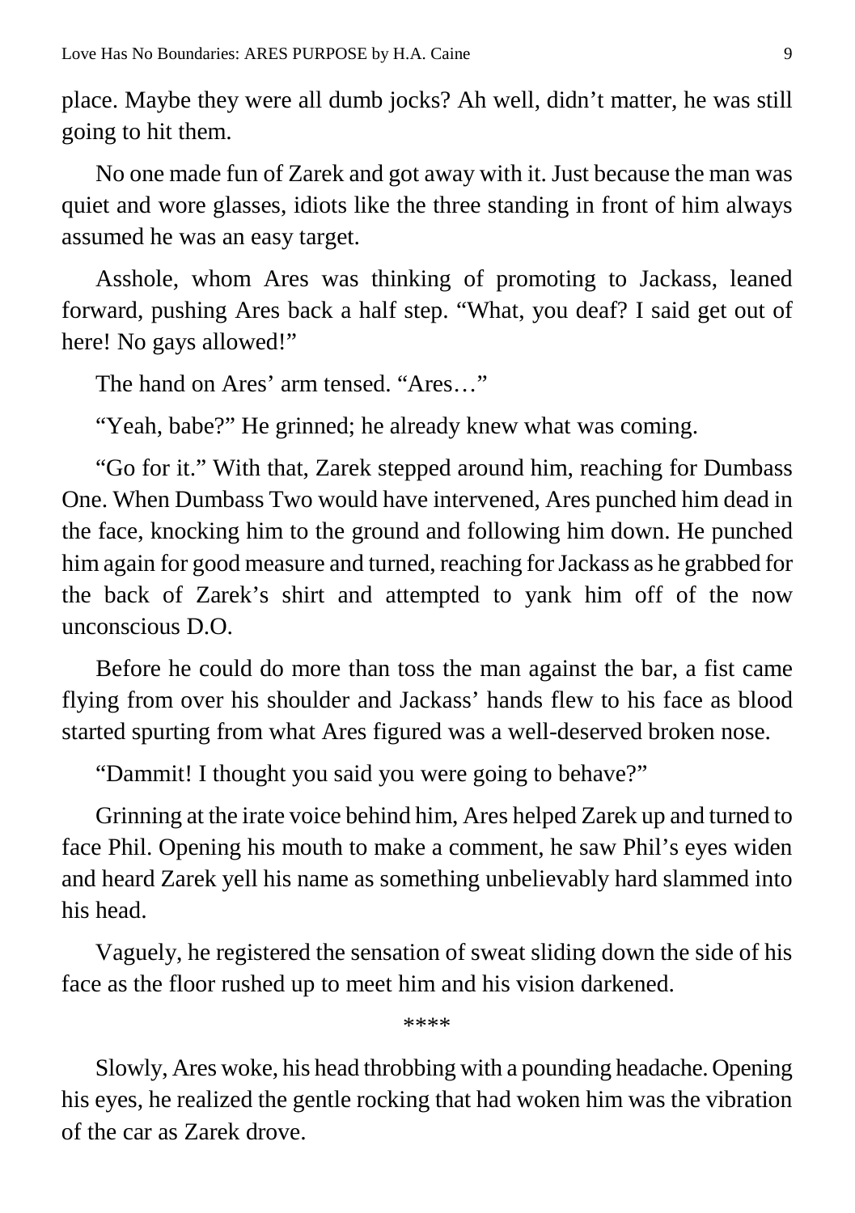place. Maybe they were all dumb jocks? Ah well, didn't matter, he was still going to hit them.

No one made fun of Zarek and got away with it. Just because the man was quiet and wore glasses, idiots like the three standing in front of him always assumed he was an easy target.

Asshole, whom Ares was thinking of promoting to Jackass, leaned forward, pushing Ares back a half step. "What, you deaf? I said get out of here! No gays allowed!"

The hand on Ares' arm tensed. "Ares…"

"Yeah, babe?" He grinned; he already knew what was coming.

"Go for it." With that, Zarek stepped around him, reaching for Dumbass One. When Dumbass Two would have intervened, Ares punched him dead in the face, knocking him to the ground and following him down. He punched him again for good measure and turned, reaching for Jackass as he grabbed for the back of Zarek's shirt and attempted to yank him off of the now unconscious D.O.

Before he could do more than toss the man against the bar, a fist came flying from over his shoulder and Jackass' hands flew to his face as blood started spurting from what Ares figured was a well-deserved broken nose.

"Dammit! I thought you said you were going to behave?"

Grinning at the irate voice behind him, Ares helped Zarek up and turned to face Phil. Opening his mouth to make a comment, he saw Phil's eyes widen and heard Zarek yell his name as something unbelievably hard slammed into his head.

Vaguely, he registered the sensation of sweat sliding down the side of his face as the floor rushed up to meet him and his vision darkened.

****

Slowly, Ares woke, his head throbbing with a pounding headache. Opening his eyes, he realized the gentle rocking that had woken him was the vibration of the car as Zarek drove.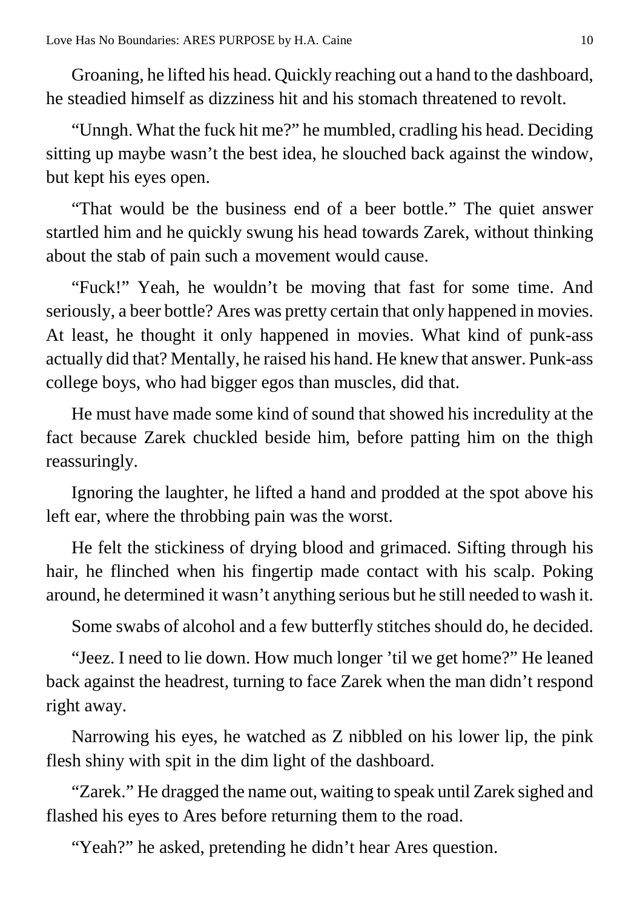Groaning, he lifted his head. Quickly reaching out a hand to the dashboard, he steadied himself as dizziness hit and his stomach threatened to revolt.

"Unngh. What the fuck hit me?" he mumbled, cradling his head. Deciding sitting up maybe wasn't the best idea, he slouched back against the window, but kept his eyes open.

"That would be the business end of a beer bottle." The quiet answer startled him and he quickly swung his head towards Zarek, without thinking about the stab of pain such a movement would cause.

"Fuck!" Yeah, he wouldn't be moving that fast for some time. And seriously, a beer bottle? Ares was pretty certain that only happened in movies. At least, he thought it only happened in movies. What kind of punk-ass actually did that? Mentally, he raised his hand. He knew that answer. Punk-ass college boys, who had bigger egos than muscles, did that.

He must have made some kind of sound that showed his incredulity at the fact because Zarek chuckled beside him, before patting him on the thigh reassuringly.

Ignoring the laughter, he lifted a hand and prodded at the spot above his left ear, where the throbbing pain was the worst.

He felt the stickiness of drying blood and grimaced. Sifting through his hair, he flinched when his fingertip made contact with his scalp. Poking around, he determined it wasn't anything serious but he still needed to wash it.

Some swabs of alcohol and a few butterfly stitches should do, he decided.

"Jeez. I need to lie down. How much longer 'til we get home?" He leaned back against the headrest, turning to face Zarek when the man didn't respond right away.

Narrowing his eyes, he watched as Z nibbled on his lower lip, the pink flesh shiny with spit in the dim light of the dashboard.

"Zarek." He dragged the name out, waiting to speak until Zarek sighed and flashed his eyes to Ares before returning them to the road.

"Yeah?" he asked, pretending he didn't hear Ares question.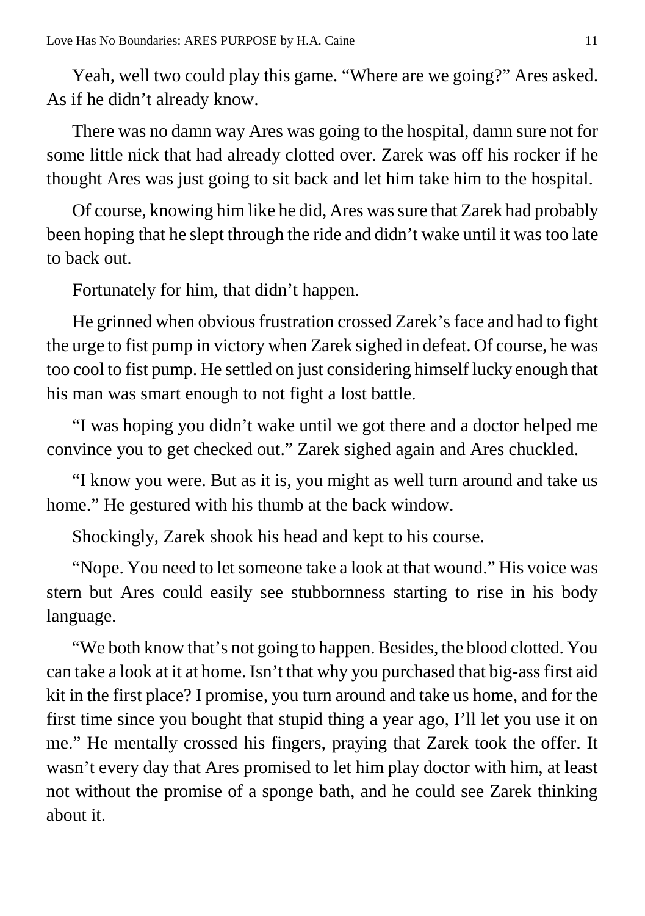Yeah, well two could play this game. “Where are we going?” Ares asked. As if he didn’t already know.

There was no damn way Ares was going to the hospital, damn sure not for some little nick that had already clotted over. Zarek was off his rocker if he thought Ares was just going to sit back and let him take him to the hospital.

Of course, knowing him like he did, Ares was sure that Zarek had probably been hoping that he slept through the ride and didn’t wake until it was too late to back out.

Fortunately for him, that didn’t happen.

He grinned when obvious frustration crossed Zarek’s face and had to fight the urge to fist pump in victory when Zarek sighed in defeat. Of course, he was too cool to fist pump. He settled on just considering himself lucky enough that his man was smart enough to not fight a lost battle.

“I was hoping you didn’t wake until we got there and a doctor helped me convince you to get checked out.” Zarek sighed again and Ares chuckled.

“I know you were. But as it is, you might as well turn around and take us home.” He gestured with his thumb at the back window.

Shockingly, Zarek shook his head and kept to his course.

“Nope. You need to let someone take a look at that wound.” His voice was stern but Ares could easily see stubbornness starting to rise in his body language.

“We both know that’s not going to happen. Besides, the blood clotted. You can take a look at it at home. Isn’t that why you purchased that big-ass first aid kit in the first place? I promise, you turn around and take us home, and for the first time since you bought that stupid thing a year ago, I’ll let you use it on me.” He mentally crossed his fingers, praying that Zarek took the offer. It wasn’t every day that Ares promised to let him play doctor with him, at least not without the promise of a sponge bath, and he could see Zarek thinking about it.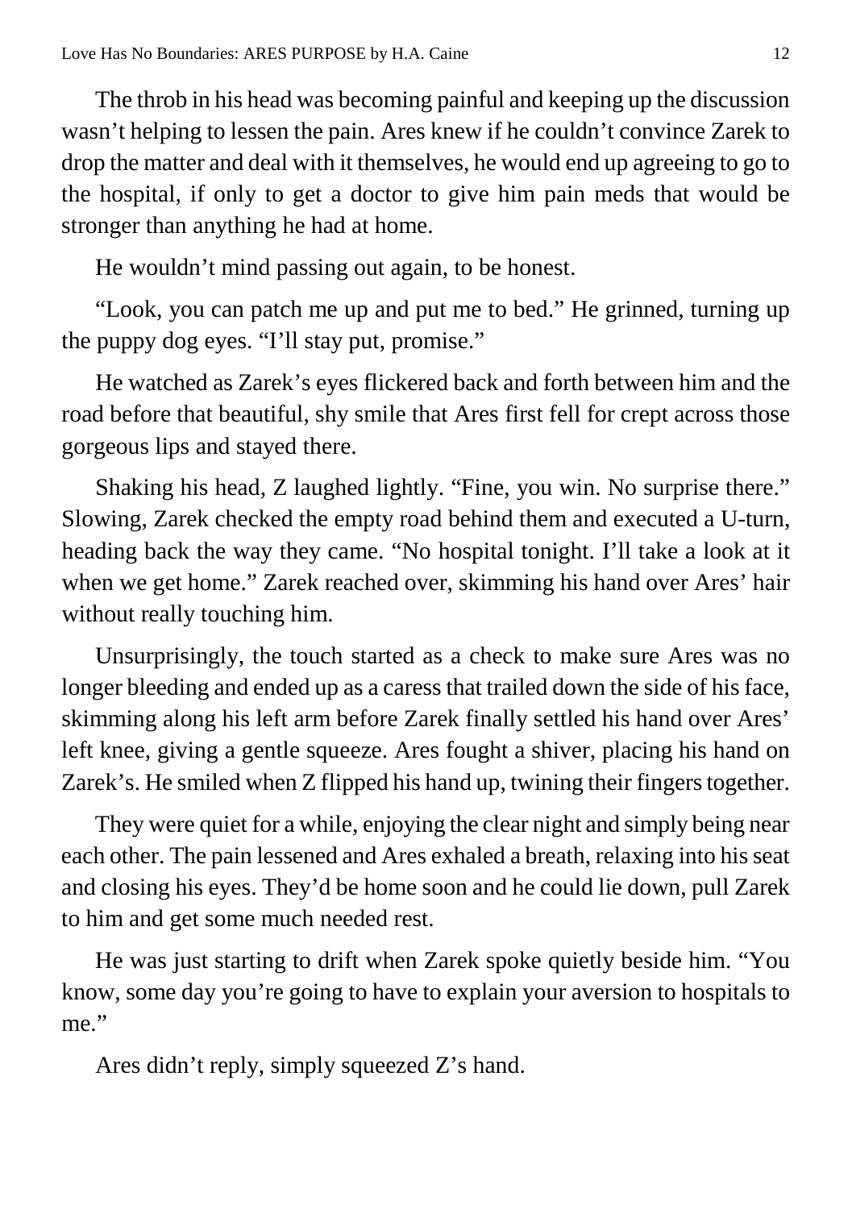The throb in his head was becoming painful and keeping up the discussion wasn't helping to lessen the pain. Ares knew if he couldn't convince Zarek to drop the matter and deal with it themselves, he would end up agreeing to go to the hospital, if only to get a doctor to give him pain meds that would be stronger than anything he had at home.

He wouldn't mind passing out again, to be honest.

"Look, you can patch me up and put me to bed." He grinned, turning up the puppy dog eyes. "I'll stay put, promise."

He watched as Zarek's eyes flickered back and forth between him and the road before that beautiful, shy smile that Ares first fell for crept across those gorgeous lips and stayed there.

Shaking his head, Z laughed lightly. "Fine, you win. No surprise there." Slowing, Zarek checked the empty road behind them and executed a U-turn, heading back the way they came. "No hospital tonight. I'll take a look at it when we get home." Zarek reached over, skimming his hand over Ares' hair without really touching him.

Unsurprisingly, the touch started as a check to make sure Ares was no longer bleeding and ended up as a caress that trailed down the side of his face, skimming along his left arm before Zarek finally settled his hand over Ares' left knee, giving a gentle squeeze. Ares fought a shiver, placing his hand on Zarek's. He smiled when Z flipped his hand up, twining their fingers together.

They were quiet for a while, enjoying the clear night and simply being near each other. The pain lessened and Ares exhaled a breath, relaxing into his seat and closing his eyes. They'd be home soon and he could lie down, pull Zarek to him and get some much needed rest.

He was just starting to drift when Zarek spoke quietly beside him. "You know, some day you're going to have to explain your aversion to hospitals to me."

Ares didn't reply, simply squeezed Z's hand.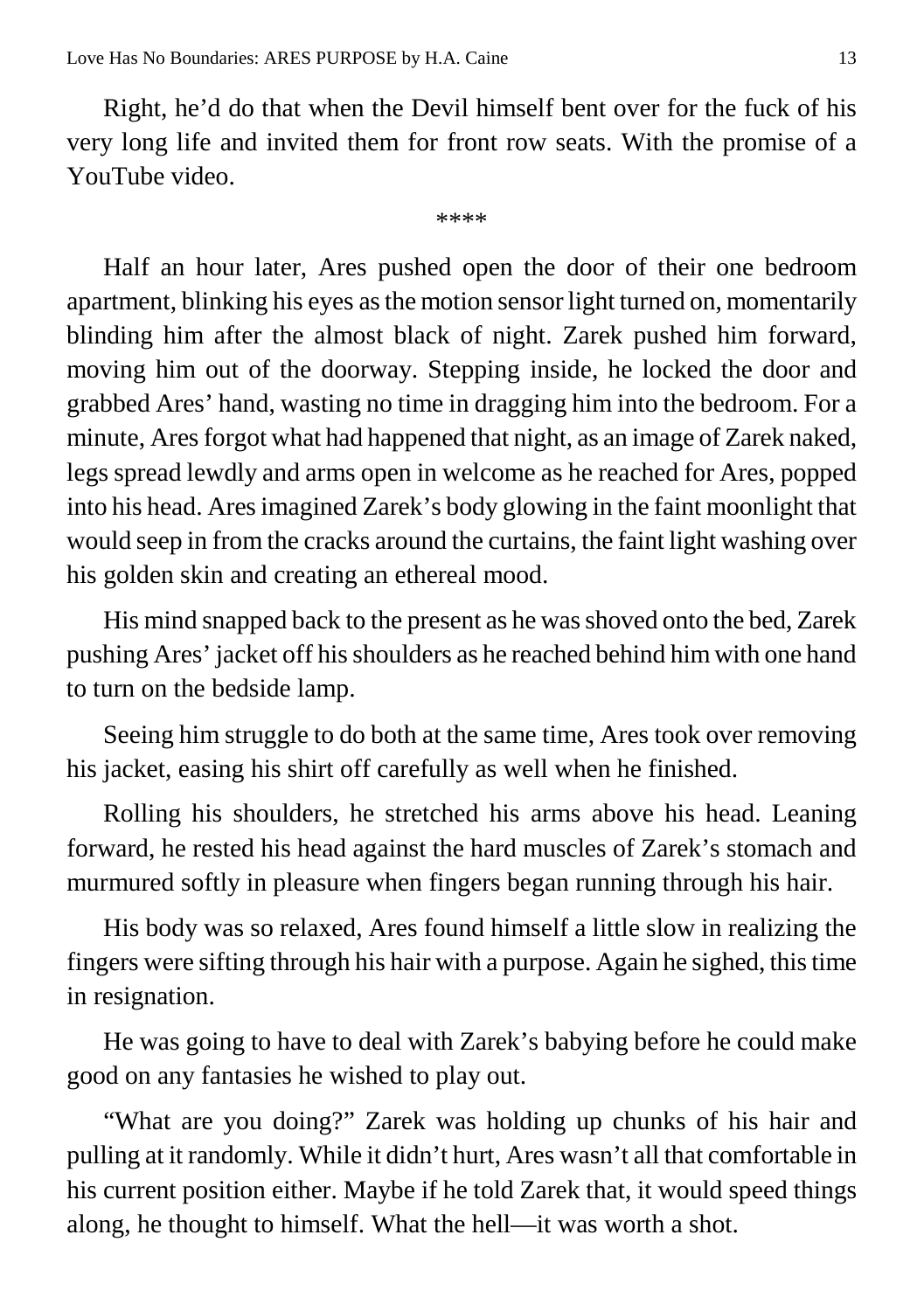Right, he'd do that when the Devil himself bent over for the fuck of his very long life and invited them for front row seats. With the promise of a YouTube video.

****

Half an hour later, Ares pushed open the door of their one bedroom apartment, blinking his eyes as the motion sensor light turned on, momentarily blinding him after the almost black of night. Zarek pushed him forward, moving him out of the doorway. Stepping inside, he locked the door and grabbed Ares' hand, wasting no time in dragging him into the bedroom. For a minute, Ares forgot what had happened that night, as an image of Zarek naked, legs spread lewdly and arms open in welcome as he reached for Ares, popped into his head. Ares imagined Zarek's body glowing in the faint moonlight that would seep in from the cracks around the curtains, the faint light washing over his golden skin and creating an ethereal mood.

His mind snapped back to the present as he was shoved onto the bed, Zarek pushing Ares' jacket off his shoulders as he reached behind him with one hand to turn on the bedside lamp.

Seeing him struggle to do both at the same time, Ares took over removing his jacket, easing his shirt off carefully as well when he finished.

Rolling his shoulders, he stretched his arms above his head. Leaning forward, he rested his head against the hard muscles of Zarek's stomach and murmured softly in pleasure when fingers began running through his hair.

His body was so relaxed, Ares found himself a little slow in realizing the fingers were sifting through his hair with a purpose. Again he sighed, this time in resignation.

He was going to have to deal with Zarek's babying before he could make good on any fantasies he wished to play out.

"What are you doing?" Zarek was holding up chunks of his hair and pulling at it randomly. While it didn't hurt, Ares wasn't all that comfortable in his current position either. Maybe if he told Zarek that, it would speed things along, he thought to himself. What the hell—it was worth a shot.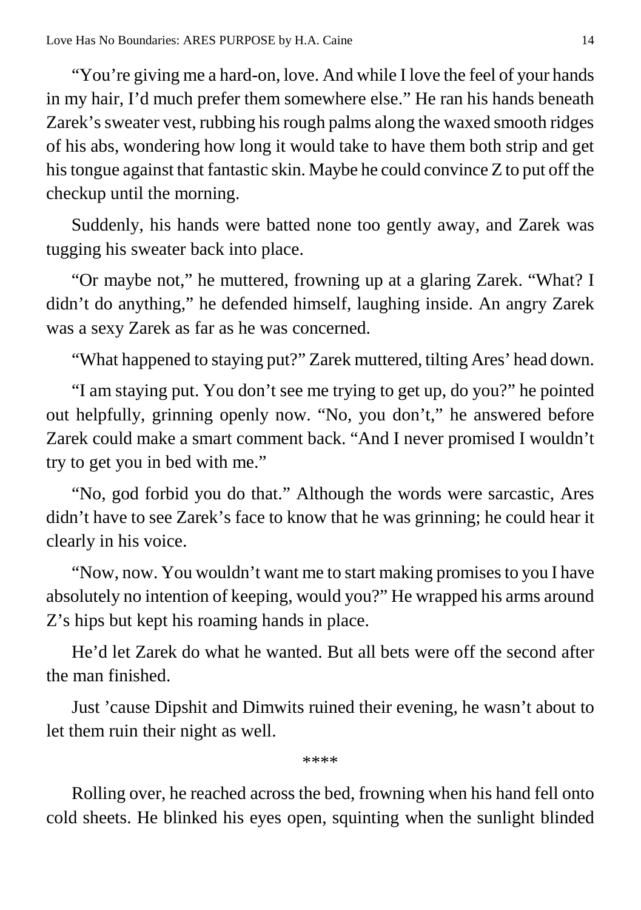"You're giving me a hard-on, love. And while I love the feel of your hands in my hair, I'd much prefer them somewhere else." He ran his hands beneath Zarek's sweater vest, rubbing his rough palms along the waxed smooth ridges of his abs, wondering how long it would take to have them both strip and get his tongue against that fantastic skin. Maybe he could convince Z to put off the checkup until the morning.

Suddenly, his hands were batted none too gently away, and Zarek was tugging his sweater back into place.

"Or maybe not," he muttered, frowning up at a glaring Zarek. "What? I didn't do anything," he defended himself, laughing inside. An angry Zarek was a sexy Zarek as far as he was concerned.

"What happened to staying put?" Zarek muttered, tilting Ares' head down.

"I am staying put. You don't see me trying to get up, do you?" he pointed out helpfully, grinning openly now. "No, you don't," he answered before Zarek could make a smart comment back. "And I never promised I wouldn't try to get you in bed with me."

"No, god forbid you do that." Although the words were sarcastic, Ares didn't have to see Zarek's face to know that he was grinning; he could hear it clearly in his voice.

"Now, now. You wouldn't want me to start making promises to you I have absolutely no intention of keeping, would you?" He wrapped his arms around Z's hips but kept his roaming hands in place.

He'd let Zarek do what he wanted. But all bets were off the second after the man finished.

Just 'cause Dipshit and Dimwits ruined their evening, he wasn't about to let them ruin their night as well.

****

Rolling over, he reached across the bed, frowning when his hand fell onto cold sheets. He blinked his eyes open, squinting when the sunlight blinded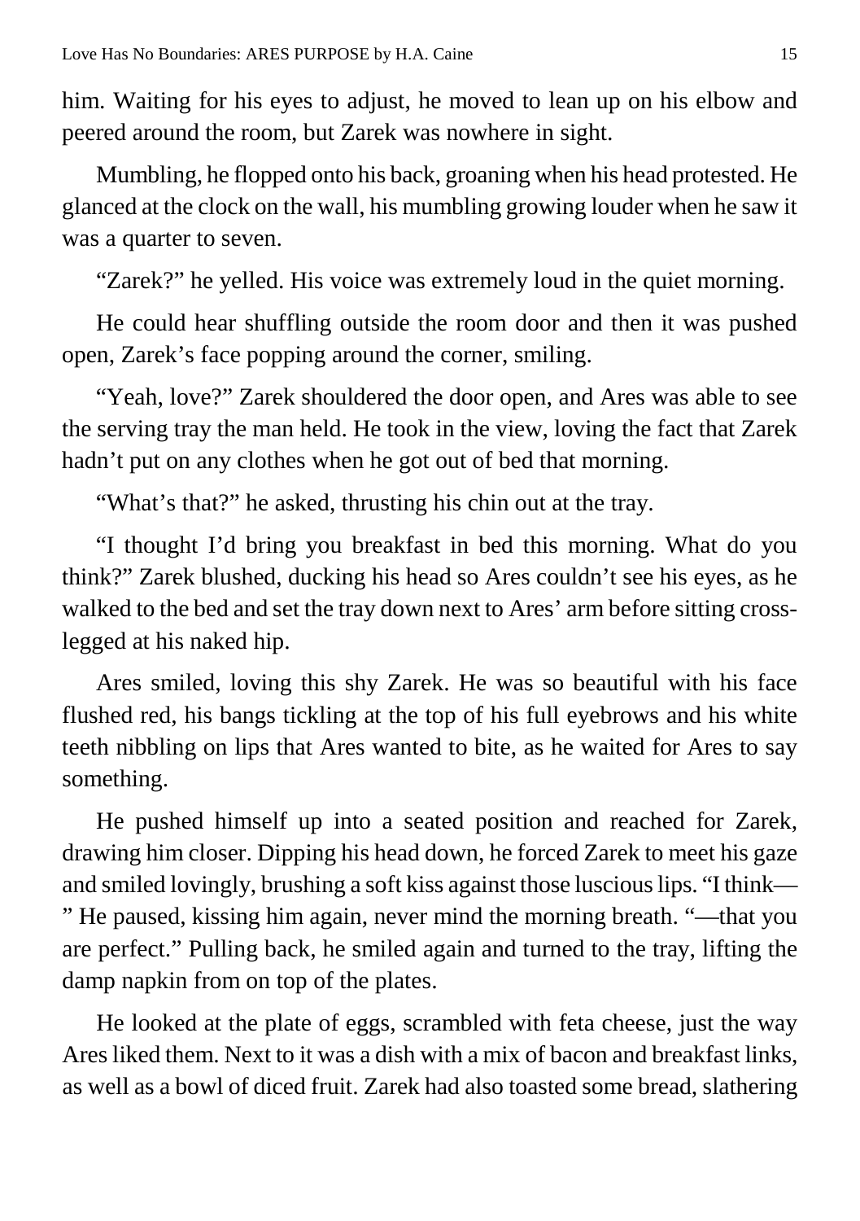him. Waiting for his eyes to adjust, he moved to lean up on his elbow and peered around the room, but Zarek was nowhere in sight.

Mumbling, he flopped onto his back, groaning when his head protested. He glanced at the clock on the wall, his mumbling growing louder when he saw it was a quarter to seven.

"Zarek?" he yelled. His voice was extremely loud in the quiet morning.

He could hear shuffling outside the room door and then it was pushed open, Zarek's face popping around the corner, smiling.

"Yeah, love?" Zarek shouldered the door open, and Ares was able to see the serving tray the man held. He took in the view, loving the fact that Zarek hadn't put on any clothes when he got out of bed that morning.

"What's that?" he asked, thrusting his chin out at the tray.

"I thought I'd bring you breakfast in bed this morning. What do you think?" Zarek blushed, ducking his head so Ares couldn't see his eyes, as he walked to the bed and set the tray down next to Ares' arm before sitting cross-legged at his naked hip.

Ares smiled, loving this shy Zarek. He was so beautiful with his face flushed red, his bangs tickling at the top of his full eyebrows and his white teeth nibbling on lips that Ares wanted to bite, as he waited for Ares to say something.

He pushed himself up into a seated position and reached for Zarek, drawing him closer. Dipping his head down, he forced Zarek to meet his gaze and smiled lovingly, brushing a soft kiss against those luscious lips. "I think—" He paused, kissing him again, never mind the morning breath. "—that you are perfect." Pulling back, he smiled again and turned to the tray, lifting the damp napkin from on top of the plates.

He looked at the plate of eggs, scrambled with feta cheese, just the way Ares liked them. Next to it was a dish with a mix of bacon and breakfast links, as well as a bowl of diced fruit. Zarek had also toasted some bread, slathering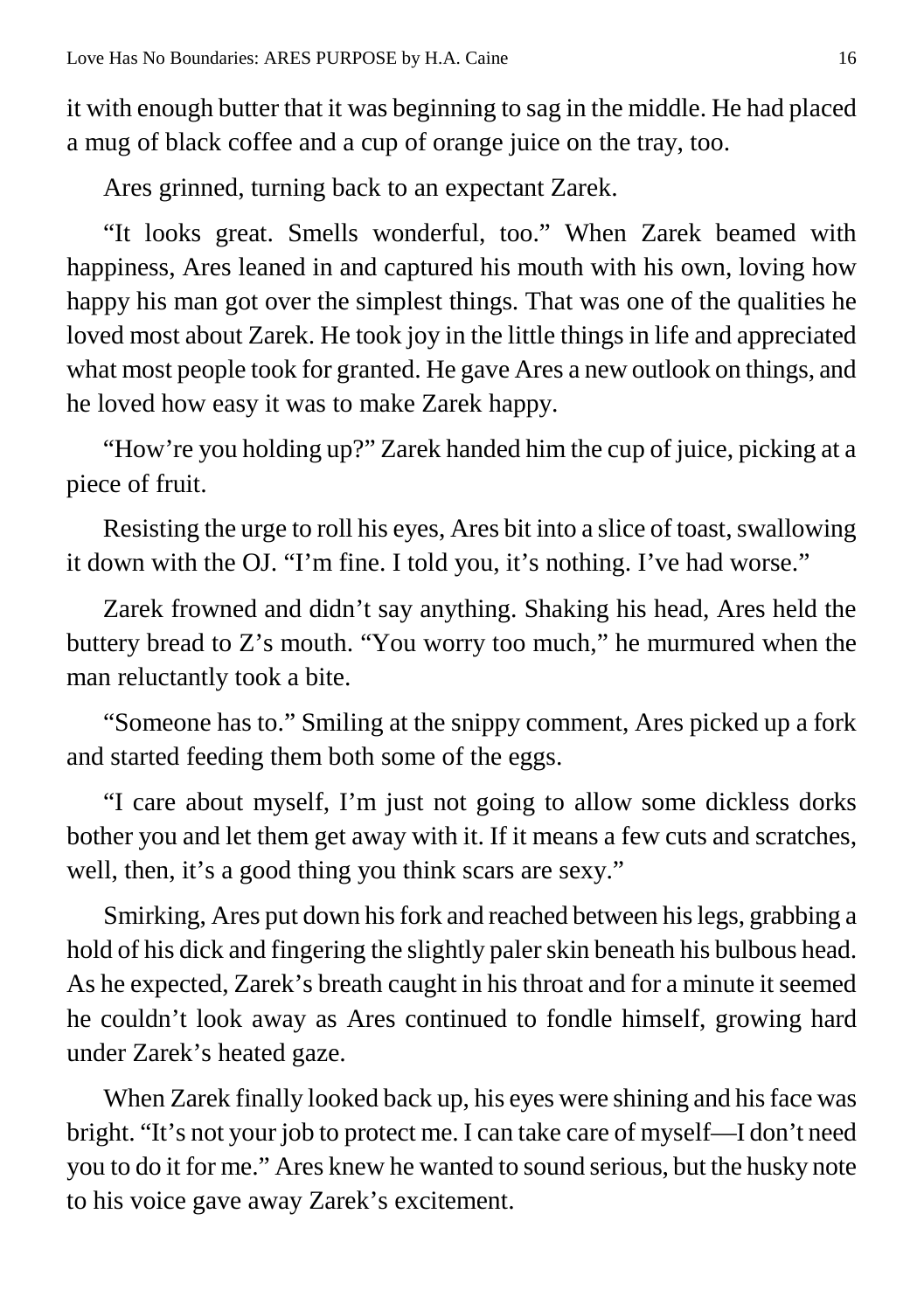it with enough butter that it was beginning to sag in the middle. He had placed a mug of black coffee and a cup of orange juice on the tray, too.

Ares grinned, turning back to an expectant Zarek.

"It looks great. Smells wonderful, too." When Zarek beamed with happiness, Ares leaned in and captured his mouth with his own, loving how happy his man got over the simplest things. That was one of the qualities he loved most about Zarek. He took joy in the little things in life and appreciated what most people took for granted. He gave Ares a new outlook on things, and he loved how easy it was to make Zarek happy.

"How're you holding up?" Zarek handed him the cup of juice, picking at a piece of fruit.

Resisting the urge to roll his eyes, Ares bit into a slice of toast, swallowing it down with the OJ. "I'm fine. I told you, it's nothing. I've had worse."

Zarek frowned and didn't say anything. Shaking his head, Ares held the buttery bread to Z's mouth. "You worry too much," he murmured when the man reluctantly took a bite.

"Someone has to." Smiling at the snippy comment, Ares picked up a fork and started feeding them both some of the eggs.

"I care about myself, I'm just not going to allow some dickless dorks bother you and let them get away with it. If it means a few cuts and scratches, well, then, it's a good thing you think scars are sexy."

Smirking, Ares put down his fork and reached between his legs, grabbing a hold of his dick and fingering the slightly paler skin beneath his bulbous head. As he expected, Zarek's breath caught in his throat and for a minute it seemed he couldn't look away as Ares continued to fondle himself, growing hard under Zarek's heated gaze.

When Zarek finally looked back up, his eyes were shining and his face was bright. "It's not your job to protect me. I can take care of myself—I don't need you to do it for me." Ares knew he wanted to sound serious, but the husky note to his voice gave away Zarek's excitement.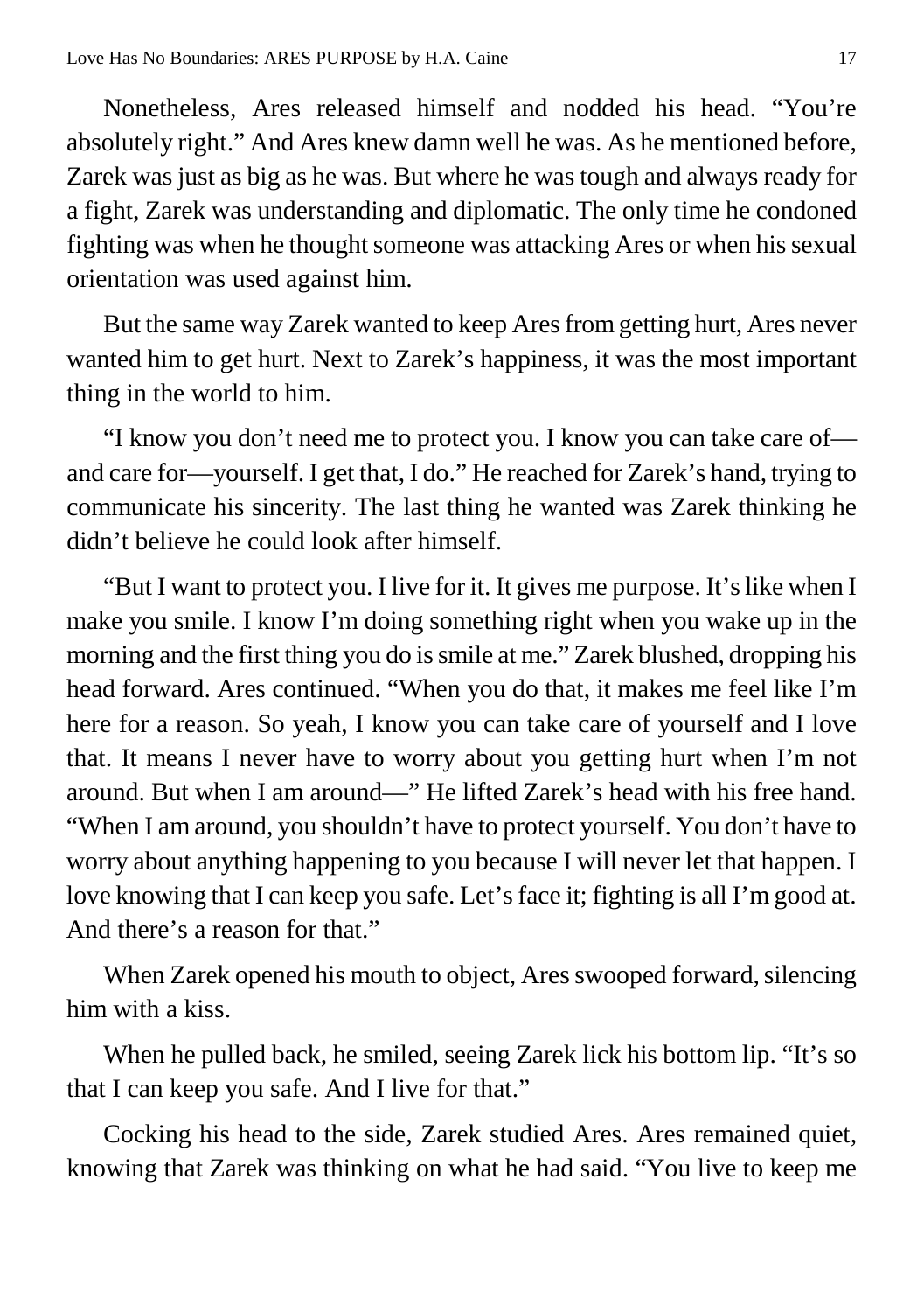Nonetheless, Ares released himself and nodded his head. "You're absolutely right." And Ares knew damn well he was. As he mentioned before, Zarek was just as big as he was. But where he was tough and always ready for a fight, Zarek was understanding and diplomatic. The only time he condoned fighting was when he thought someone was attacking Ares or when his sexual orientation was used against him.

But the same way Zarek wanted to keep Ares from getting hurt, Ares never wanted him to get hurt. Next to Zarek's happiness, it was the most important thing in the world to him.

"I know you don't need me to protect you. I know you can take care of—and care for—yourself. I get that, I do." He reached for Zarek's hand, trying to communicate his sincerity. The last thing he wanted was Zarek thinking he didn't believe he could look after himself.

"But I want to protect you. I live for it. It gives me purpose. It's like when I make you smile. I know I'm doing something right when you wake up in the morning and the first thing you do is smile at me." Zarek blushed, dropping his head forward. Ares continued. "When you do that, it makes me feel like I'm here for a reason. So yeah, I know you can take care of yourself and I love that. It means I never have to worry about you getting hurt when I'm not around. But when I am around—" He lifted Zarek's head with his free hand. "When I am around, you shouldn't have to protect yourself. You don't have to worry about anything happening to you because I will never let that happen. I love knowing that I can keep you safe. Let's face it; fighting is all I'm good at. And there's a reason for that."

When Zarek opened his mouth to object, Ares swooped forward, silencing him with a kiss.

When he pulled back, he smiled, seeing Zarek lick his bottom lip. "It's so that I can keep you safe. And I live for that."

Cocking his head to the side, Zarek studied Ares. Ares remained quiet, knowing that Zarek was thinking on what he had said. "You live to keep me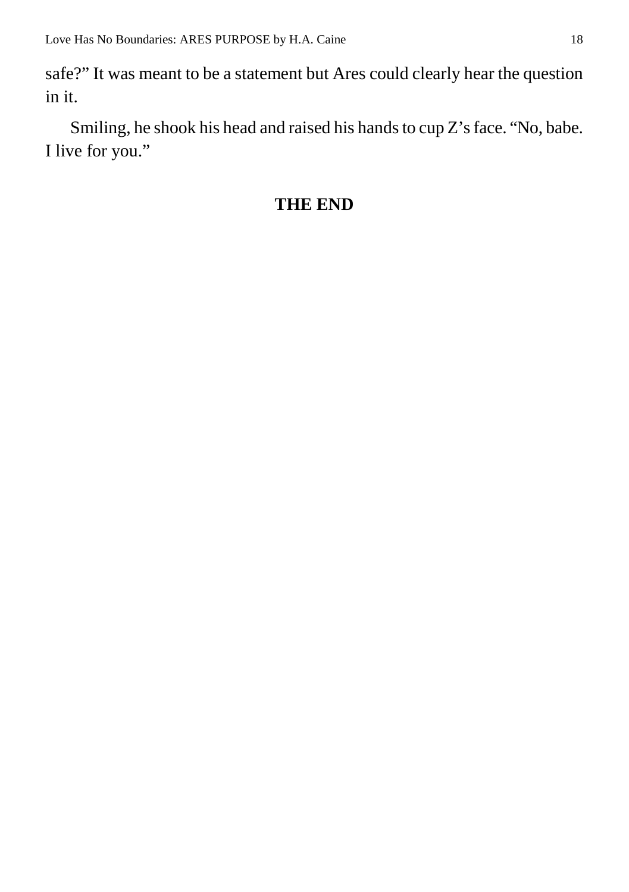safe?" It was meant to be a statement but Ares could clearly hear the question in it.

Smiling, he shook his head and raised his hands to cup Z's face. "No, babe. I live for you."

**THE END**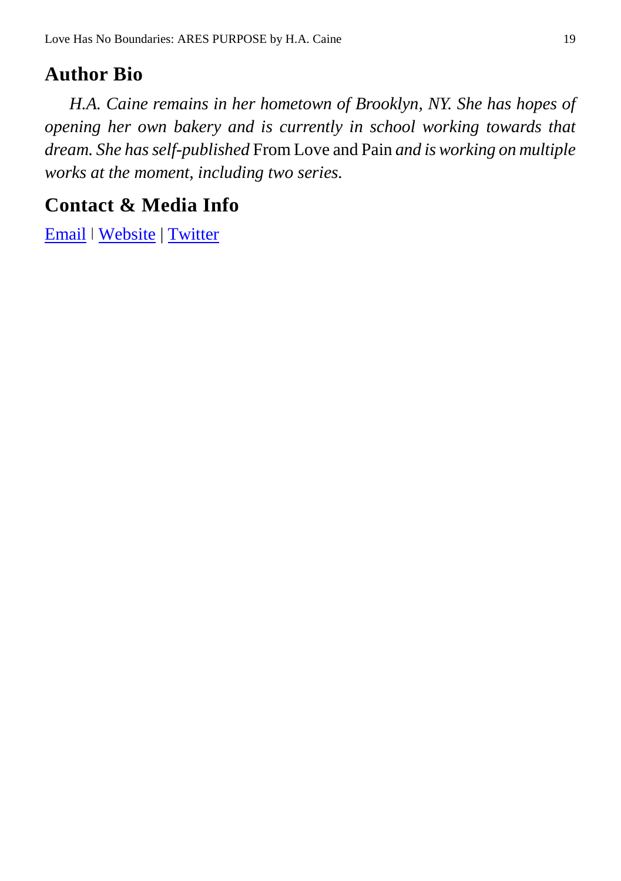## Author Bio

*H.A. Caine remains in her hometown of Brooklyn, NY. She has hopes of opening her own bakery and is currently in school working towards that dream. She has self-published* From Love and Pain *and is working on multiple works at the moment, including two series.*

## Contact & Media Info

Email | Website | Twitter